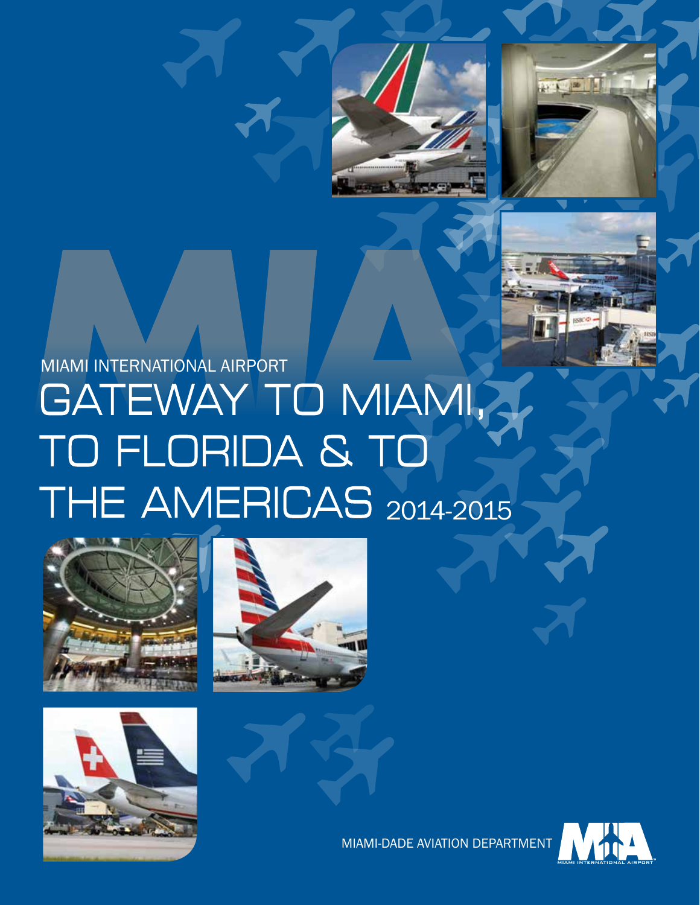MIAMI INTERNATIONAL AIRPORT

# GATEWAY TO MIAMI, TO FLORIDA & TO THE AMERICAS 2014-2015

MIAMI-DADE AVIATION DEPARTMENT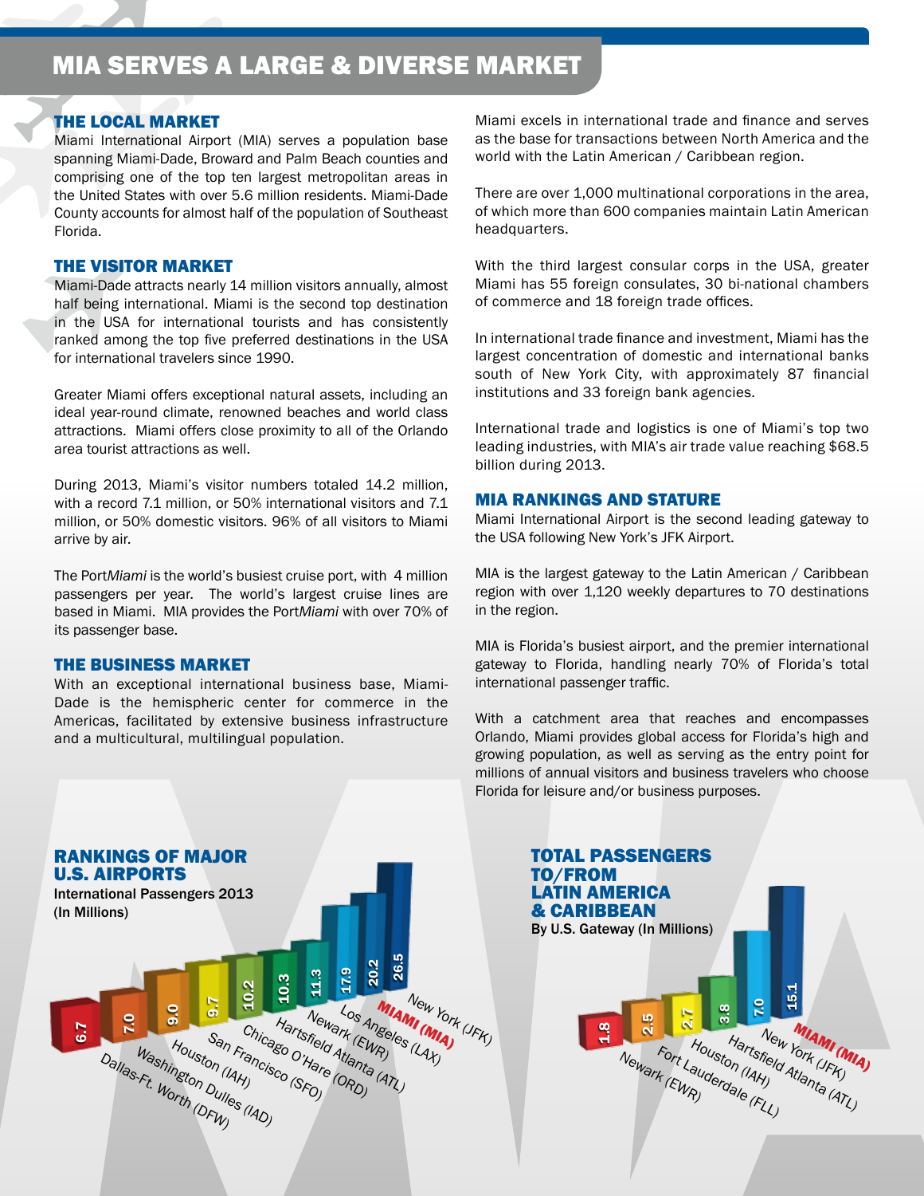# MIA SERVES A LARGE & DIVERSE MARKET

## THE LOCAL MARKET

Miami International Airport (MIA) serves a population base spanning Miami-Dade, Broward and Palm Beach counties and comprising one of the top ten largest metropolitan areas in the United States with over 5.6 million residents. Miami-Dade County accounts for almost half of the population of Southeast Florida.

## THE VISITOR MARKET

Miami-Dade attracts nearly 14 million visitors annually, almost half being international. Miami is the second top destination in the USA for international tourists and has consistently ranked among the top five preferred destinations in the USA for international travelers since 1990.

Greater Miami offers exceptional natural assets, including an ideal year-round climate, renowned beaches and world class attractions. Miami offers close proximity to all of the Orlando area tourist attractions as well.

During 2013, Miami's visitor numbers totaled 14.2 million, with a record 7.1 million, or 50% international visitors and 7.1 million, or 50% domestic visitors. 96% of all visitors to Miami arrive by air.

The Port*Miami* is the world's busiest cruise port, with 4 million passengers per year. The world's largest cruise lines are based in Miami. MIA provides the Port*Miami* with over 70% of its passenger base.

## THE BUSINESS MARKET

With an exceptional international business base, Miami-Dade is the hemispheric center for commerce in the Americas, facilitated by extensive business infrastructure and a multicultural, multilingual population.

Miami excels in international trade and finance and serves as the base for transactions between North America and the world with the Latin American / Caribbean region.

There are over 1,000 multinational corporations in the area, of which more than 600 companies maintain Latin American headquarters.

With the third largest consular corps in the USA, greater Miami has 55 foreign consulates, 30 bi-national chambers of commerce and 18 foreign trade offices.

In international trade finance and investment, Miami has the largest concentration of domestic and international banks south of New York City, with approximately 87 financial institutions and 33 foreign bank agencies.

International trade and logistics is one of Miami's top two leading industries, with MIA's air trade value reaching $68.5 billion during 2013.

## MIA RANKINGS AND STATURE

Miami International Airport is the second leading gateway to the USA following New York's JFK Airport.

MIA is the largest gateway to the Latin American / Caribbean region with over 1,120 weekly departures to 70 destinations in the region.

MIA is Florida's busiest airport, and the premier international gateway to Florida, handling nearly 70% of Florida's total international passenger traffic.

With a catchment area that reaches and encompasses Orlando, Miami provides global access for Florida's high and growing population, as well as serving as the entry point for millions of annual visitors and business travelers who choose Florida for leisure and/or business purposes.

## RANKINGS OF MAJOR U.S. AIRPORTS

International Passengers 2013 (In Millions)

| Airport | Passengers |
|---|---|
| Dallas-Ft. Worth (DFW) | 6.7 |
| Washington Dulles (IAD) | 7.0 |
| Houston (IAH) | 9.0 |
| San Francisco (SFO) | 9.7 |
| Chicago O'Hare (ORD) | 10.2 |
| Hartsfield Atlanta (ATL) | 10.3 |
| Newark (EWR) | 11.3 |
| Los Angeles (LAX) | 17.9 |
| MIAMI (MIA) | 20.2 |
| New York (JFK) | 26.5 |

## TOTAL PASSENGERS TO/FROM LATIN AMERICA & CARIBBEAN

By U.S. Gateway (In Millions)

| Gateway | Passengers |
|---|---|
| Newark (EWR) | 1.8 |
| Fort Lauderdale (FLL) | 2.5 |
| Houston (IAH) | 2.7 |
| Hartsfield Atlanta (ATL) | 3.8 |
| New York (JFK) | 7.0 |
| MIAMI (MIA) | 15.1 |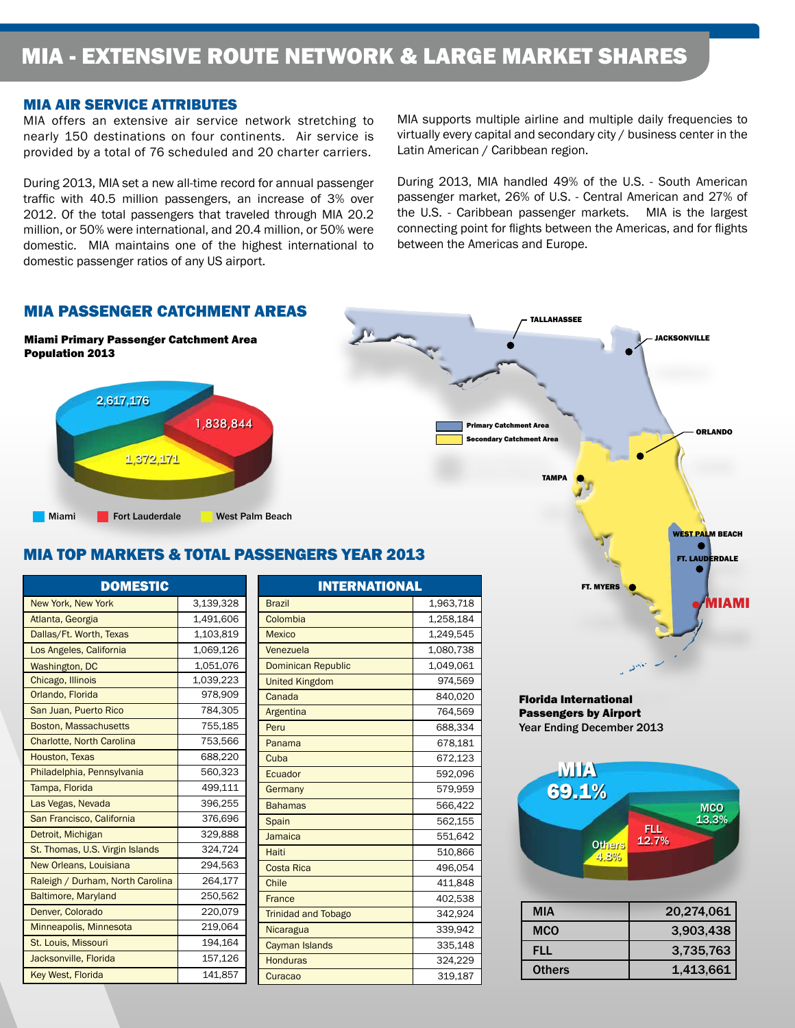# MIA - EXTENSIVE ROUTE NETWORK & LARGE MARKET SHARES

## MIA AIR SERVICE ATTRIBUTES

MIA offers an extensive air service network stretching to nearly 150 destinations on four continents. Air service is provided by a total of 76 scheduled and 20 charter carriers.

During 2013, MIA set a new all-time record for annual passenger traffic with 40.5 million passengers, an increase of 3% over 2012. Of the total passengers that traveled through MIA 20.2 million, or 50% were international, and 20.4 million, or 50% were domestic. MIA maintains one of the highest international to domestic passenger ratios of any US airport.

MIA supports multiple airline and multiple daily frequencies to virtually every capital and secondary city / business center in the Latin American / Caribbean region.

During 2013, MIA handled 49% of the U.S. - South American passenger market, 26% of U.S. - Central American and 27% of the U.S. - Caribbean passenger markets. MIA is the largest connecting point for flights between the Americas, and for flights between the Americas and Europe.

## MIA PASSENGER CATCHMENT AREAS

**Miami Primary Passenger Catchment Area Population 2013**

| Area | Population |
|---|---|
| Miami | 2,617,176 |
| Fort Lauderdale | 1,838,844 |
| West Palm Beach | 1,372,171 |

Map legend: Primary Catchment Area; Secondary Catchment Area. Cities: Tallahassee, Jacksonville, Orlando, Tampa, West Palm Beach, Ft. Lauderdale, Ft. Myers, Miami.

## MIA TOP MARKETS & TOTAL PASSENGERS YEAR 2013

| DOMESTIC | |
|---|---|
| New York, New York | 3,139,328 |
| Atlanta, Georgia | 1,491,606 |
| Dallas/Ft. Worth, Texas | 1,103,819 |
| Los Angeles, California | 1,069,126 |
| Washington, DC | 1,051,076 |
| Chicago, Illinois | 1,039,223 |
| Orlando, Florida | 978,909 |
| San Juan, Puerto Rico | 784,305 |
| Boston, Massachusetts | 755,185 |
| Charlotte, North Carolina | 753,566 |
| Houston, Texas | 688,220 |
| Philadelphia, Pennsylvania | 560,323 |
| Tampa, Florida | 499,111 |
| Las Vegas, Nevada | 396,255 |
| San Francisco, California | 376,696 |
| Detroit, Michigan | 329,888 |
| St. Thomas, U.S. Virgin Islands | 324,724 |
| New Orleans, Louisiana | 294,563 |
| Raleigh / Durham, North Carolina | 264,177 |
| Baltimore, Maryland | 250,562 |
| Denver, Colorado | 220,079 |
| Minneapolis, Minnesota | 219,064 |
| St. Louis, Missouri | 194,164 |
| Jacksonville, Florida | 157,126 |
| Key West, Florida | 141,857 |

| INTERNATIONAL | |
|---|---|
| Brazil | 1,963,718 |
| Colombia | 1,258,184 |
| Mexico | 1,249,545 |
| Venezuela | 1,080,738 |
| Dominican Republic | 1,049,061 |
| United Kingdom | 974,569 |
| Canada | 840,020 |
| Argentina | 764,569 |
| Peru | 688,334 |
| Panama | 678,181 |
| Cuba | 672,123 |
| Ecuador | 592,096 |
| Germany | 579,959 |
| Bahamas | 566,422 |
| Spain | 562,155 |
| Jamaica | 551,642 |
| Haiti | 510,866 |
| Costa Rica | 496,054 |
| Chile | 411,848 |
| France | 402,538 |
| Trinidad and Tobago | 342,924 |
| Nicaragua | 339,942 |
| Cayman Islands | 335,148 |
| Honduras | 324,229 |
| Curacao | 319,187 |

**Florida International Passengers by Airport**
Year Ending December 2013

MIA 69.1%, MCO 13.3%, FLL 12.7%, Others 4.8%

| | |
|---|---|
| MIA | 20,274,061 |
| MCO | 3,903,438 |
| FLL | 3,735,763 |
| Others | 1,413,661 |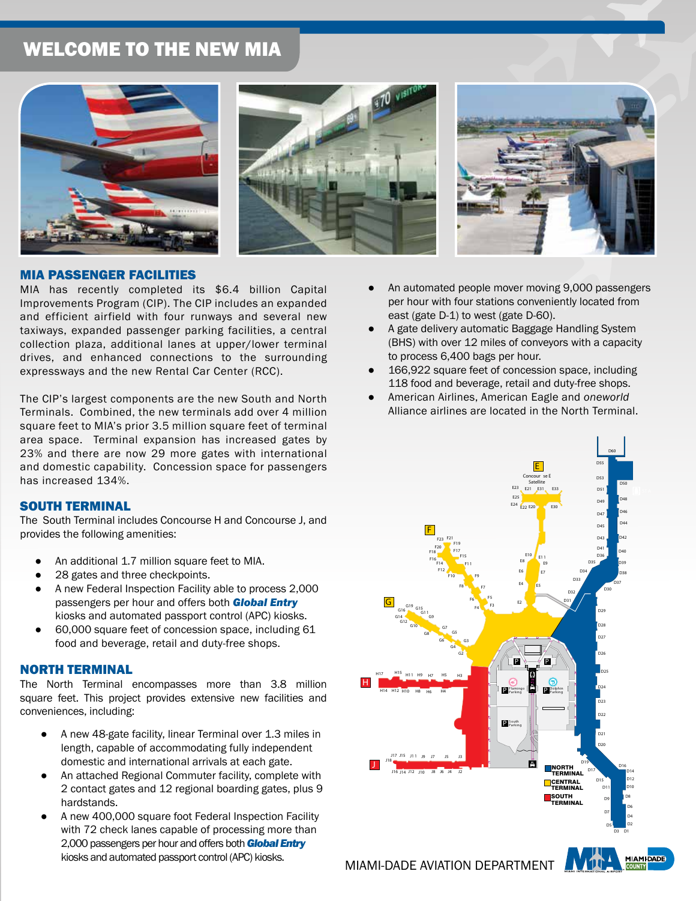# WELCOME TO THE NEW MIA

## MIA PASSENGER FACILITIES

MIA has recently completed its $6.4 billion Capital Improvements Program (CIP). The CIP includes an expanded and efficient airfield with four runways and several new taxiways, expanded passenger parking facilities, a central collection plaza, additional lanes at upper/lower terminal drives, and enhanced connections to the surrounding expressways and the new Rental Car Center (RCC).

The CIP's largest components are the new South and North Terminals. Combined, the new terminals add over 4 million square feet to MIA's prior 3.5 million square feet of terminal area space. Terminal expansion has increased gates by 23% and there are now 29 more gates with international and domestic capability. Concession space for passengers has increased 134%.

## SOUTH TERMINAL

The South Terminal includes Concourse H and Concourse J, and provides the following amenities:

- An additional 1.7 million square feet to MIA.
- 28 gates and three checkpoints.
- A new Federal Inspection Facility able to process 2,000 passengers per hour and offers both ***Global Entry*** kiosks and automated passport control (APC) kiosks.
- 60,000 square feet of concession space, including 61 food and beverage, retail and duty-free shops.

## NORTH TERMINAL

The North Terminal encompasses more than 3.8 million square feet. This project provides extensive new facilities and conveniences, including:

- A new 48-gate facility, linear Terminal over 1.3 miles in length, capable of accommodating fully independent domestic and international arrivals at each gate.
- An attached Regional Commuter facility, complete with 2 contact gates and 12 regional boarding gates, plus 9 hardstands.
- A new 400,000 square foot Federal Inspection Facility with 72 check lanes capable of processing more than 2,000 passengers per hour and offers both ***Global Entry*** kiosks and automated passport control (APC) kiosks.
- An automated people mover moving 9,000 passengers per hour with four stations conveniently located from east (gate D-1) to west (gate D-60).
- A gate delivery automatic Baggage Handling System (BHS) with over 12 miles of conveyors with a capacity to process 6,400 bags per hour.
- 166,922 square feet of concession space, including 118 food and beverage, retail and duty-free shops.
- American Airlines, American Eagle and *oneworld* Alliance airlines are located in the North Terminal.

NORTH TERMINAL

CENTRAL TERMINAL

SOUTH TERMINAL

MIAMI-DADE AVIATION DEPARTMENT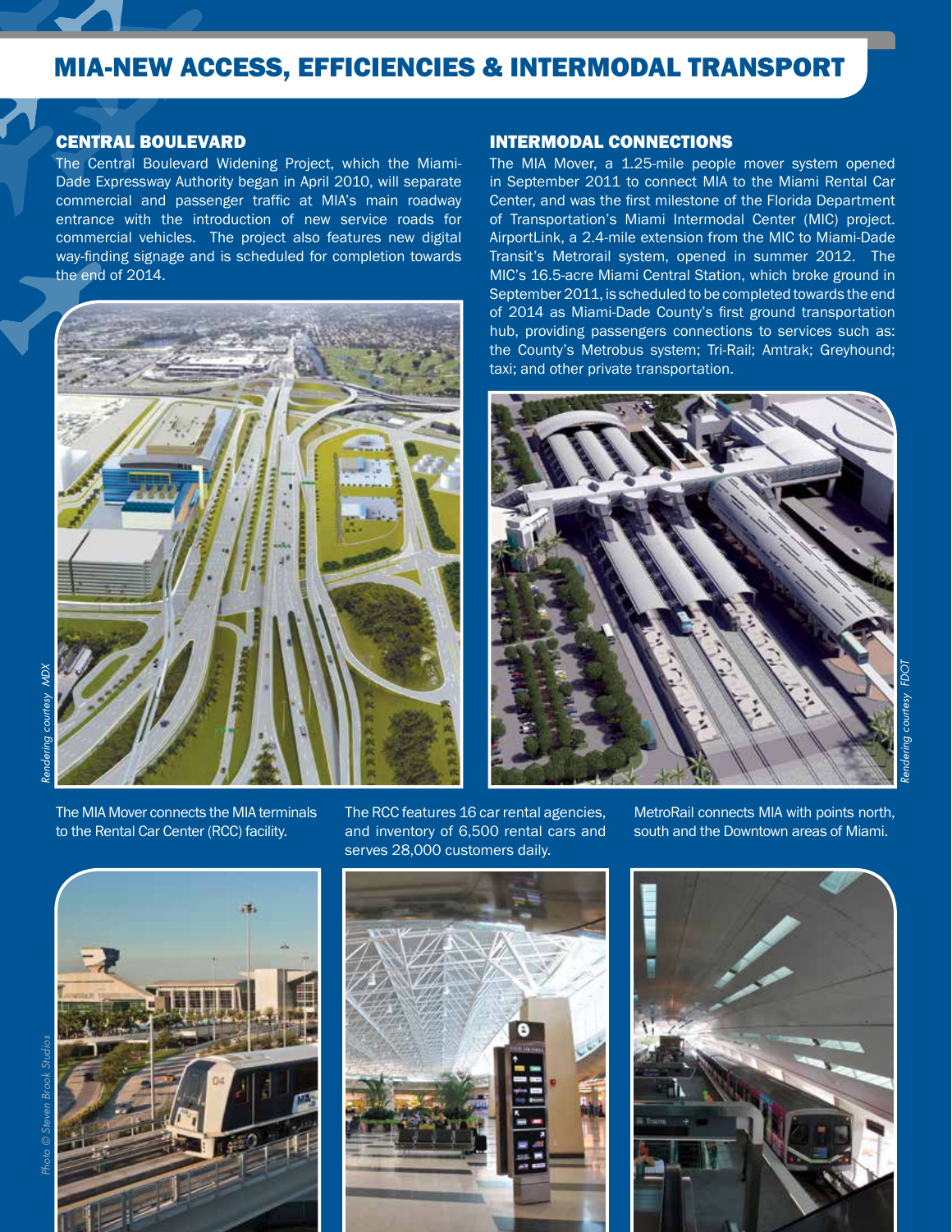# MIA-NEW ACCESS, EFFICIENCIES & INTERMODAL TRANSPORT

## CENTRAL BOULEVARD

The Central Boulevard Widening Project, which the Miami-Dade Expressway Authority began in April 2010, will separate commercial and passenger traffic at MIA's main roadway entrance with the introduction of new service roads for commercial vehicles. The project also features new digital way-finding signage and is scheduled for completion towards the end of 2014.

*Rendering courtesy MDX*

## INTERMODAL CONNECTIONS

The MIA Mover, a 1.25-mile people mover system opened in September 2011 to connect MIA to the Miami Rental Car Center, and was the first milestone of the Florida Department of Transportation's Miami Intermodal Center (MIC) project. AirportLink, a 2.4-mile extension from the MIC to Miami-Dade Transit's Metrorail system, opened in summer 2012. The MIC's 16.5-acre Miami Central Station, which broke ground in September 2011, is scheduled to be completed towards the end of 2014 as Miami-Dade County's first ground transportation hub, providing passengers connections to services such as: the County's Metrobus system; Tri-Rail; Amtrak; Greyhound; taxi; and other private transportation.

*Rendering courtesy FDOT*

The MIA Mover connects the MIA terminals to the Rental Car Center (RCC) facility.

The RCC features 16 car rental agencies, and inventory of 6,500 rental cars and serves 28,000 customers daily.

MetroRail connects MIA with points north, south and the Downtown areas of Miami.

*Photo © Steven Brook Studios*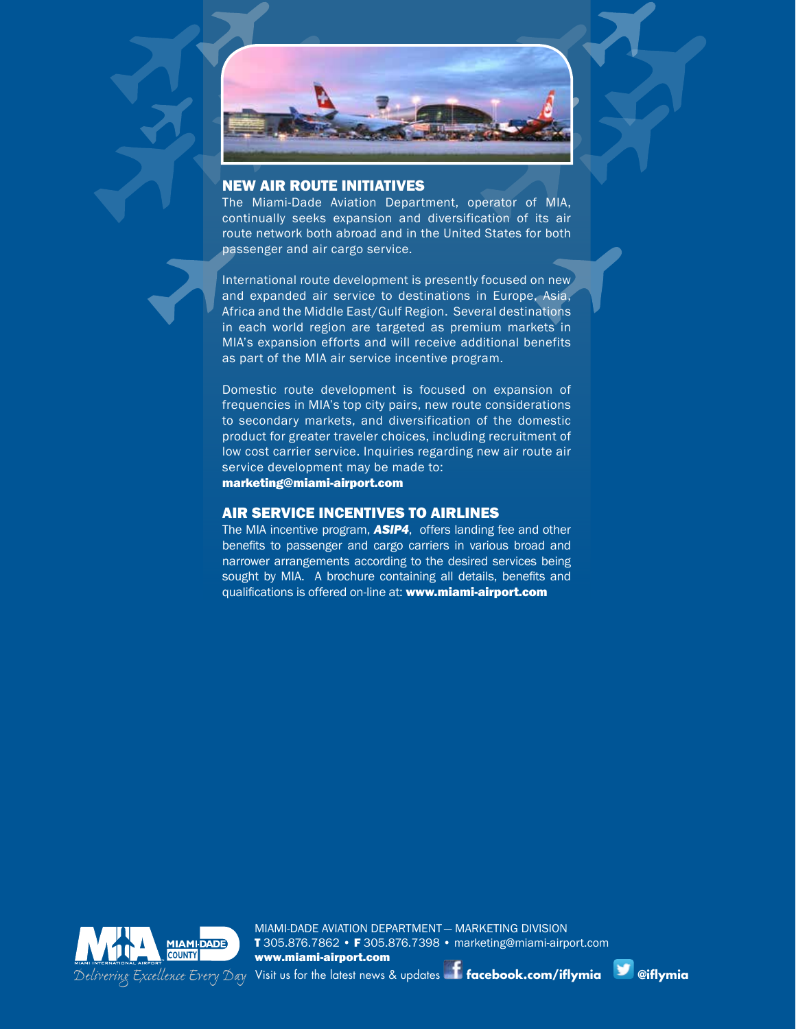## NEW AIR ROUTE INITIATIVES

The Miami-Dade Aviation Department, operator of MIA, continually seeks expansion and diversification of its air route network both abroad and in the United States for both passenger and air cargo service.

International route development is presently focused on new and expanded air service to destinations in Europe, Asia, Africa and the Middle East/Gulf Region. Several destinations in each world region are targeted as premium markets in MIA's expansion efforts and will receive additional benefits as part of the MIA air service incentive program.

Domestic route development is focused on expansion of frequencies in MIA's top city pairs, new route considerations to secondary markets, and diversification of the domestic product for greater traveler choices, including recruitment of low cost carrier service. Inquiries regarding new air route air service development may be made to:
**marketing@miami-airport.com**

## AIR SERVICE INCENTIVES TO AIRLINES

The MIA incentive program, ***ASIP4***, offers landing fee and other benefits to passenger and cargo carriers in various broad and narrower arrangements according to the desired services being sought by MIA. A brochure containing all details, benefits and qualifications is offered on-line at: **www.miami-airport.com**

MIA MIAMI INTERNATIONAL AIRPORT
MIAMI-DADE COUNTY
*Delivering Excellence Every Day*

MIAMI-DADE AVIATION DEPARTMENT— MARKETING DIVISION
**T** 305.876.7862 • **F** 305.876.7398 • marketing@miami-airport.com
**www.miami-airport.com**
Visit us for the latest news & updates **facebook.com/iflymia** **@iflymia**